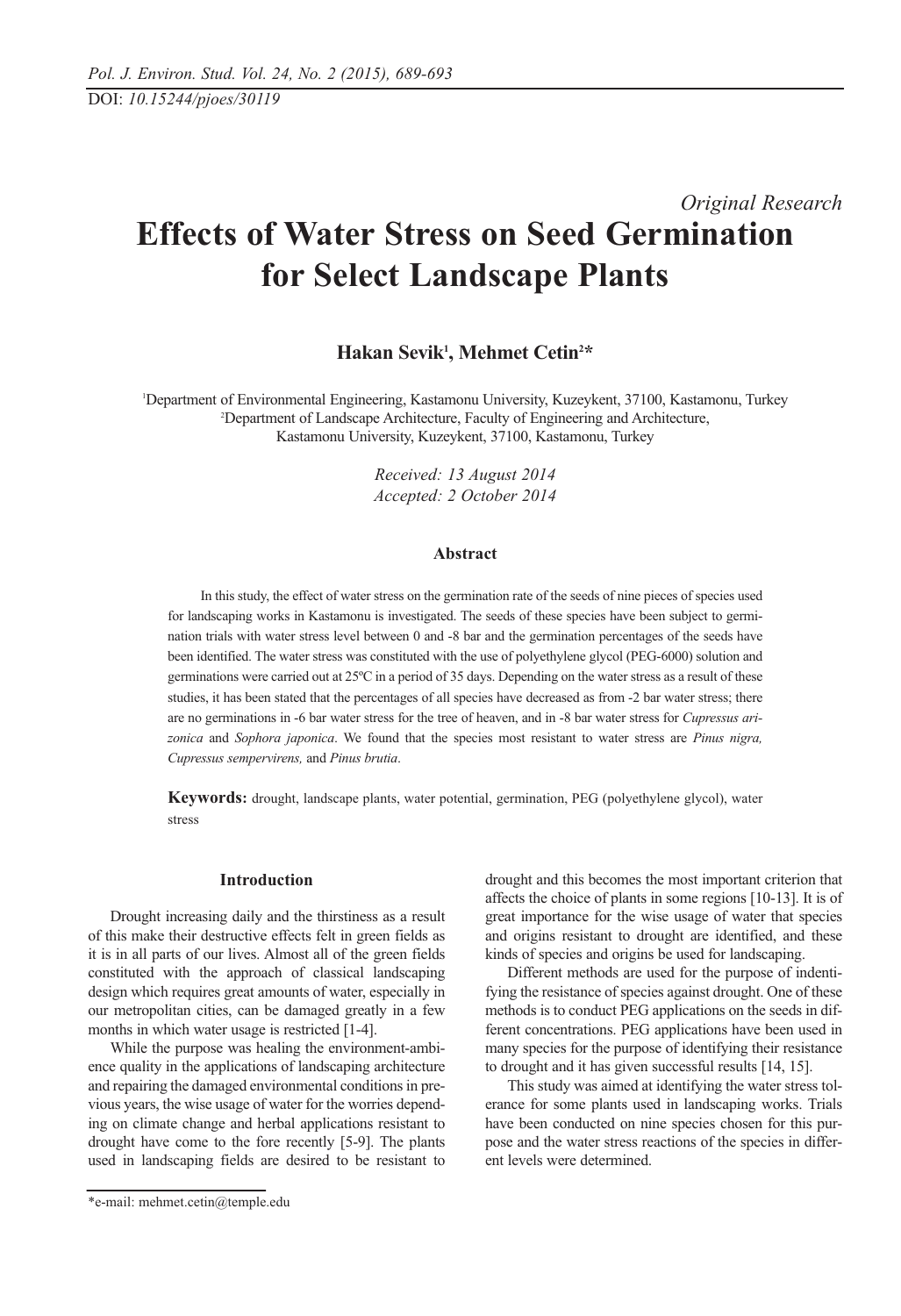*Original Research*

# Effects of Water Stress on Seed Germination for Select Landscape Plants

**Hakan Sevik[1], Mehmet Cetin[2]***

[1]Department of Environmental Engineering, Kastamonu University, Kuzeykent, 37100, Kastamonu, Turkey
[2]Department of Landscape Architecture, Faculty of Engineering and Architecture, Kastamonu University, Kuzeykent, 37100, Kastamonu, Turkey

*Received: 13 August 2014*
*Accepted: 2 October 2014*

### Abstract

In this study, the effect of water stress on the germination rate of the seeds of nine pieces of species used for landscaping works in Kastamonu is investigated. The seeds of these species have been subject to germination trials with water stress level between 0 and -8 bar and the germination percentages of the seeds have been identified. The water stress was constituted with the use of polyethylene glycol (PEG-6000) solution and germinations were carried out at 25ºC in a period of 35 days. Depending on the water stress as a result of these studies, it has been stated that the percentages of all species have decreased as from -2 bar water stress; there are no germinations in -6 bar water stress for the tree of heaven, and in -8 bar water stress for *Cupressus arizonica* and *Sophora japonica*. We found that the species most resistant to water stress are *Pinus nigra, Cupressus sempervirens,* and *Pinus brutia*.

**Keywords:** drought, landscape plants, water potential, germination, PEG (polyethylene glycol), water stress

## Introduction

Drought increasing daily and the thirstiness as a result of this make their destructive effects felt in green fields as it is in all parts of our lives. Almost all of the green fields constituted with the approach of classical landscaping design which requires great amounts of water, especially in our metropolitan cities, can be damaged greatly in a few months in which water usage is restricted [1-4].

While the purpose was healing the environment-ambience quality in the applications of landscaping architecture and repairing the damaged environmental conditions in previous years, the wise usage of water for the worries depending on climate change and herbal applications resistant to drought have come to the fore recently [5-9]. The plants used in landscaping fields are desired to be resistant to drought and this becomes the most important criterion that affects the choice of plants in some regions [10-13]. It is of great importance for the wise usage of water that species and origins resistant to drought are identified, and these kinds of species and origins be used for landscaping.

Different methods are used for the purpose of indentifying the resistance of species against drought. One of these methods is to conduct PEG applications on the seeds in different concentrations. PEG applications have been used in many species for the purpose of identifying their resistance to drought and it has given successful results [14, 15].

This study was aimed at identifying the water stress tolerance for some plants used in landscaping works. Trials have been conducted on nine species chosen for this purpose and the water stress reactions of the species in different levels were determined.

*e-mail: mehmet.cetin@temple.edu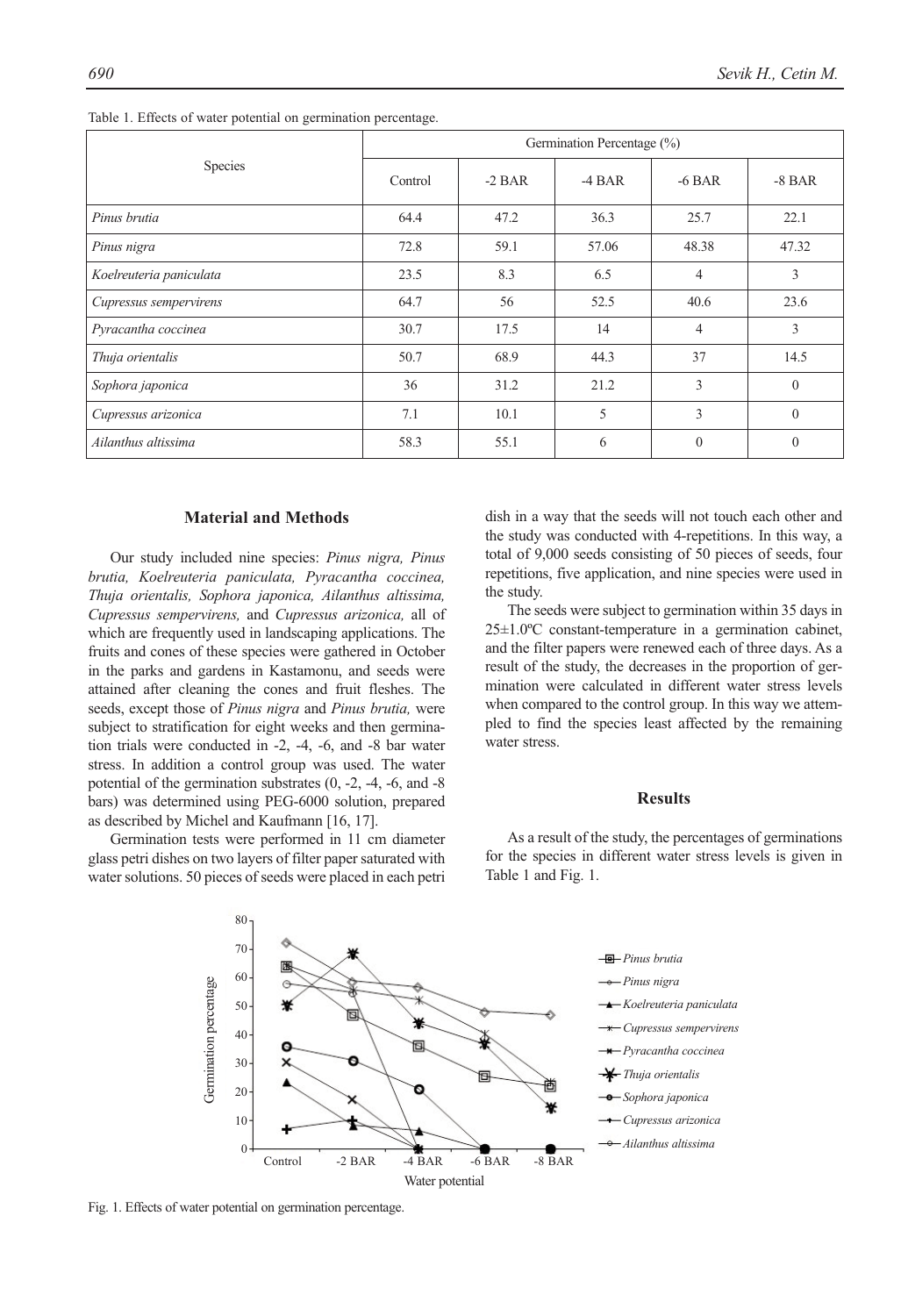Table 1. Effects of water potential on germination percentage.

| Species | Germination Percentage (%) | | | | |
|---|---|---|---|---|---|
| | Control | -2 BAR | -4 BAR | -6 BAR | -8 BAR |
| *Pinus brutia* | 64.4 | 47.2 | 36.3 | 25.7 | 22.1 |
| *Pinus nigra* | 72.8 | 59.1 | 57.06 | 48.38 | 47.32 |
| *Koelreuteria paniculata* | 23.5 | 8.3 | 6.5 | 4 | 3 |
| *Cupressus sempervirens* | 64.7 | 56 | 52.5 | 40.6 | 23.6 |
| *Pyracantha coccinea* | 30.7 | 17.5 | 14 | 4 | 3 |
| *Thuja orientalis* | 50.7 | 68.9 | 44.3 | 37 | 14.5 |
| *Sophora japonica* | 36 | 31.2 | 21.2 | 3 | 0 |
| *Cupressus arizonica* | 7.1 | 10.1 | 5 | 3 | 0 |
| *Ailanthus altissima* | 58.3 | 55.1 | 6 | 0 | 0 |

## Material and Methods

Our study included nine species: *Pinus nigra, Pinus brutia, Koelreuteria paniculata, Pyracantha coccinea, Thuja orientalis, Sophora japonica, Ailanthus altissima, Cupressus sempervirens,* and *Cupressus arizonica,* all of which are frequently used in landscaping applications. The fruits and cones of these species were gathered in October in the parks and gardens in Kastamonu, and seeds were attained after cleaning the cones and fruit fleshes. The seeds, except those of *Pinus nigra* and *Pinus brutia,* were subject to stratification for eight weeks and then germination trials were conducted in -2, -4, -6, and -8 bar water stress. In addition a control group was used. The water potential of the germination substrates (0, -2, -4, -6, and -8 bars) was determined using PEG-6000 solution, prepared as described by Michel and Kaufmann [16, 17].

Germination tests were performed in 11 cm diameter glass petri dishes on two layers of filter paper saturated with water solutions. 50 pieces of seeds were placed in each petri dish in a way that the seeds will not touch each other and the study was conducted with 4-repetitions. In this way, a total of 9,000 seeds consisting of 50 pieces of seeds, four repetitions, five application, and nine species were used in the study.

The seeds were subject to germination within 35 days in 25±1.0ºC constant-temperature in a germination cabinet, and the filter papers were renewed each of three days. As a result of the study, the decreases in the proportion of germination were calculated in different water stress levels when compared to the control group. In this way we attempled to find the species least affected by the remaining water stress.

## Results

As a result of the study, the percentages of germinations for the species in different water stress levels is given in Table 1 and Fig. 1.

Fig. 1. Effects of water potential on germination percentage.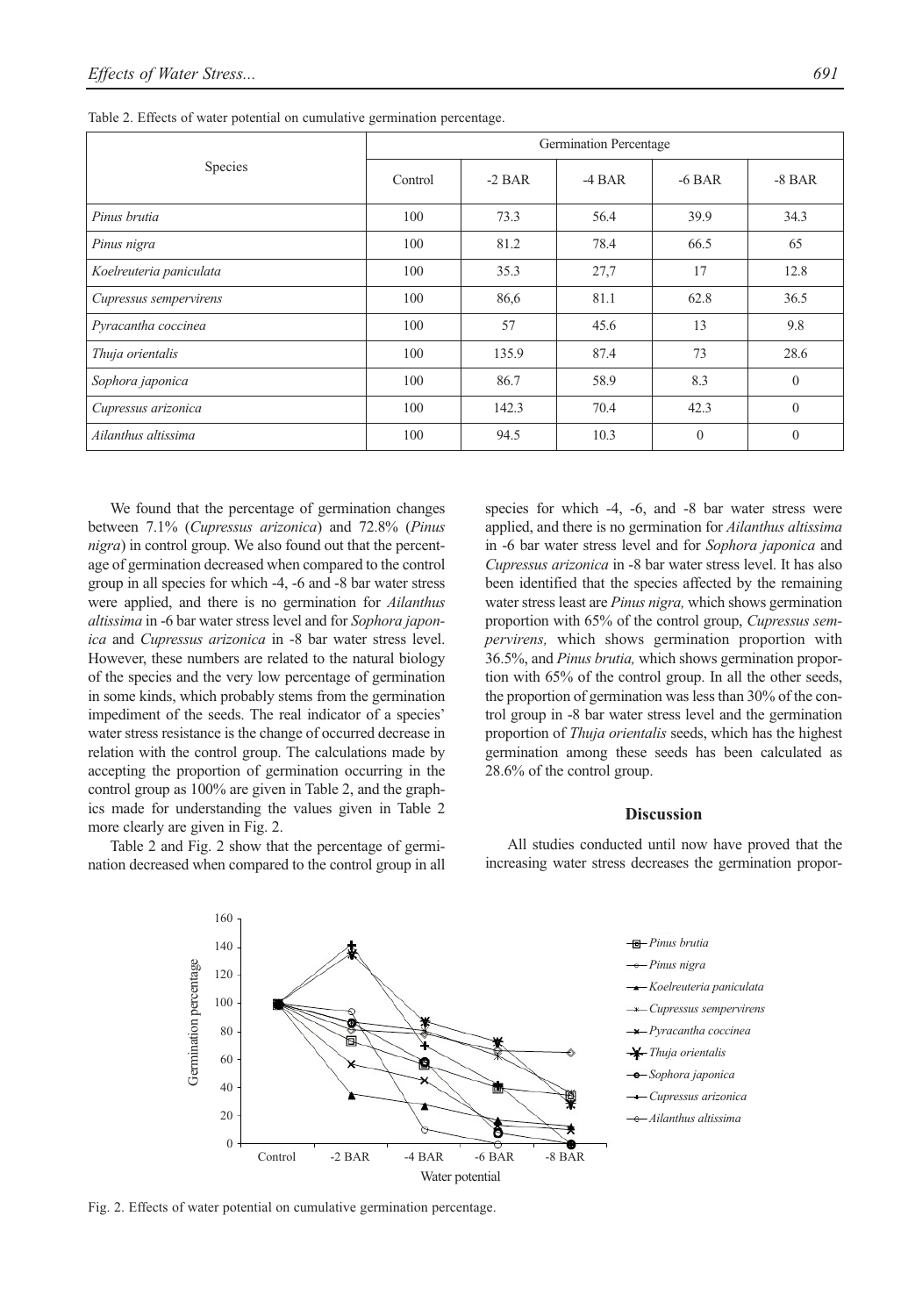Table 2. Effects of water potential on cumulative germination percentage.

| Species | Germination Percentage | | | | |
|---|---|---|---|---|---|
| | Control | -2 BAR | -4 BAR | -6 BAR | -8 BAR |
| *Pinus brutia* | 100 | 73.3 | 56.4 | 39.9 | 34.3 |
| *Pinus nigra* | 100 | 81.2 | 78.4 | 66.5 | 65 |
| *Koelreuteria paniculata* | 100 | 35.3 | 27,7 | 17 | 12.8 |
| *Cupressus sempervirens* | 100 | 86,6 | 81.1 | 62.8 | 36.5 |
| *Pyracantha coccinea* | 100 | 57 | 45.6 | 13 | 9.8 |
| *Thuja orientalis* | 100 | 135.9 | 87.4 | 73 | 28.6 |
| *Sophora japonica* | 100 | 86.7 | 58.9 | 8.3 | 0 |
| *Cupressus arizonica* | 100 | 142.3 | 70.4 | 42.3 | 0 |
| *Ailanthus altissima* | 100 | 94.5 | 10.3 | 0 | 0 |

We found that the percentage of germination changes between 7.1% (*Cupressus arizonica*) and 72.8% (*Pinus nigra*) in control group. We also found out that the percentage of germination decreased when compared to the control group in all species for which -4, -6 and -8 bar water stress were applied, and there is no germination for *Ailanthus altissima* in -6 bar water stress level and for *Sophora japonica* and *Cupressus arizonica* in -8 bar water stress level. However, these numbers are related to the natural biology of the species and the very low percentage of germination in some kinds, which probably stems from the germination impediment of the seeds. The real indicator of a species' water stress resistance is the change of occurred decrease in relation with the control group. The calculations made by accepting the proportion of germination occurring in the control group as 100% are given in Table 2, and the graphics made for understanding the values given in Table 2 more clearly are given in Fig. 2.

Table 2 and Fig. 2 show that the percentage of germination decreased when compared to the control group in all species for which -4, -6, and -8 bar water stress were applied, and there is no germination for *Ailanthus altissima* in -6 bar water stress level and for *Sophora japonica* and *Cupressus arizonica* in -8 bar water stress level. It has also been identified that the species affected by the remaining water stress least are *Pinus nigra,* which shows germination proportion with 65% of the control group, *Cupressus sempervirens,* which shows germination proportion with 36.5%, and *Pinus brutia,* which shows germination proportion with 65% of the control group. In all the other seeds, the proportion of germination was less than 30% of the control group in -8 bar water stress level and the germination proportion of *Thuja orientalis* seeds, which has the highest germination among these seeds has been calculated as 28.6% of the control group.

## Discussion

All studies conducted until now have proved that the increasing water stress decreases the germination propor-

Fig. 2. Effects of water potential on cumulative germination percentage.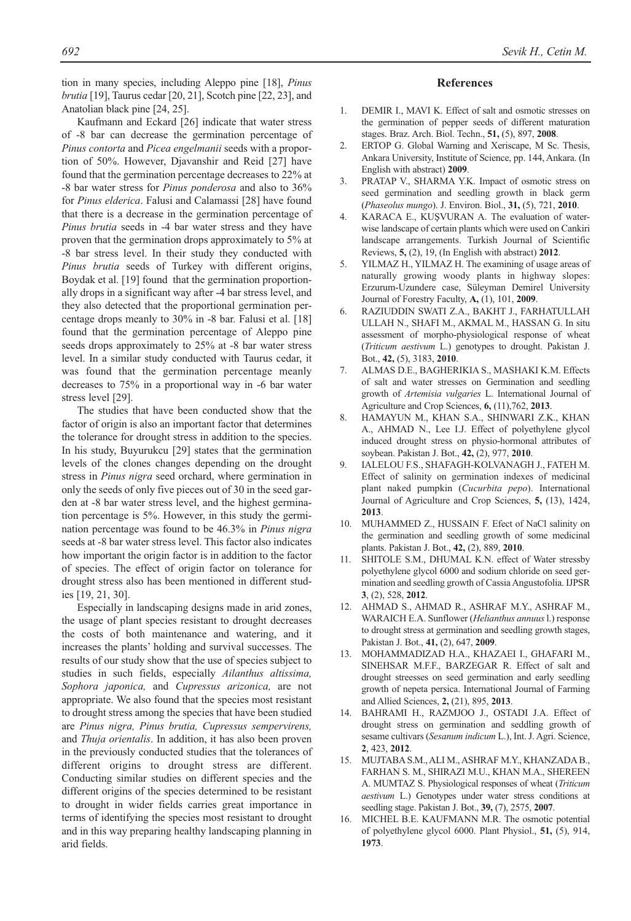tion in many species, including Aleppo pine [18], *Pinus brutia* [19], Taurus cedar [20, 21], Scotch pine [22, 23], and Anatolian black pine [24, 25].

Kaufmann and Eckard [26] indicate that water stress of -8 bar can decrease the germination percentage of *Pinus contorta* and *Picea engelmanii* seeds with a proportion of 50%. However, Djavanshir and Reid [27] have found that the germination percentage decreases to 22% at -8 bar water stress for *Pinus ponderosa* and also to 36% for *Pinus elderica*. Falusi and Calamassi [28] have found that there is a decrease in the germination percentage of *Pinus brutia* seeds in -4 bar water stress and they have proven that the germination drops approximately to 5% at -8 bar stress level. In their study they conducted with *Pinus brutia* seeds of Turkey with different origins, Boydak et al. [19] found that the germination proportionally drops in a significant way after -4 bar stress level, and they also detected that the proportional germination percentage drops meanly to 30% in -8 bar. Falusi et al. [18] found that the germination percentage of Aleppo pine seeds drops approximately to 25% at -8 bar water stress level. In a similar study conducted with Taurus cedar, it was found that the germination percentage meanly decreases to 75% in a proportional way in -6 bar water stress level [29].

The studies that have been conducted show that the factor of origin is also an important factor that determines the tolerance for drought stress in addition to the species. In his study, Buyurukcu [29] states that the germination levels of the clones changes depending on the drought stress in *Pinus nigra* seed orchard, where germination in only the seeds of only five pieces out of 30 in the seed garden at -8 bar water stress level, and the highest germination percentage is 5%. However, in this study the germination percentage was found to be 46.3% in *Pinus nigra* seeds at -8 bar water stress level. This factor also indicates how important the origin factor is in addition to the factor of species. The effect of origin factor on tolerance for drought stress also has been mentioned in different studies [19, 21, 30].

Especially in landscaping designs made in arid zones, the usage of plant species resistant to drought decreases the costs of both maintenance and watering, and it increases the plants' holding and survival successes. The results of our study show that the use of species subject to studies in such fields, especially *Ailanthus altissima, Sophora japonica,* and *Cupressus arizonica,* are not appropriate. We also found that the species most resistant to drought stress among the species that have been studied are *Pinus nigra, Pinus brutia, Cupressus sempervirens,* and *Thuja orientalis*. In addition, it has also been proven in the previously conducted studies that the tolerances of different origins to drought stress are different. Conducting similar studies on different species and the different origins of the species determined to be resistant to drought in wider fields carries great importance in terms of identifying the species most resistant to drought and in this way preparing healthy landscaping planning in arid fields.

## References

1. DEMIR I., MAVI K. Effect of salt and osmotic stresses on the germination of pepper seeds of different maturation stages. Braz. Arch. Biol. Techn., **51,** (5), 897, **2008**.
2. ERTOP G. Global Warning and Xeriscape, M Sc. Thesis, Ankara University, Institute of Science, pp. 144, Ankara. (In English with abstract) **2009**.
3. PRATAP V., SHARMA Y.K. Impact of osmotic stress on seed germination and seedling growth in black germ (*Phaseolus mungo*). J. Environ. Biol., **31,** (5), 721, **2010**.
4. KARACA E., KUŞVURAN A. The evaluation of waterwise landscape of certain plants which were used on Cankiri landscape arrangements. Turkish Journal of Scientific Reviews, **5,** (2), 19, (In English with abstract) **2012**.
5. YILMAZ H., YILMAZ H. The examining of usage areas of naturally growing woody plants in highway slopes: Erzurum-Uzundere case, Süleyman Demirel University Journal of Forestry Faculty, **A,** (1), 101, **2009**.
6. RAZIUDDIN SWATI Z.A., BAKHT J., FARHATULLAH ULLAH N., SHAFI M., AKMAL M., HASSAN G. In situ assessment of morpho-physiological response of wheat (*Triticum aestivum* L.) genotypes to drought. Pakistan J. Bot., **42,** (5), 3183, **2010**.
7. ALMAS D.E., BAGHERIKIA S., MASHAKI K.M. Effects of salt and water stresses on Germination and seedling growth of *Artemisia vulgaries* L. International Journal of Agriculture and Crop Sciences, **6,** (11),762, **2013**.
8. HAMAYUN M., KHAN S.A., SHINWARI Z.K., KHAN A., AHMAD N., Lee I.J. Effect of polyethylene glycol induced drought stress on physio-hormonal attributes of soybean. Pakistan J. Bot., **42,** (2), 977, **2010**.
9. IALELOU F.S., SHAFAGH-KOLVANAGH J., FATEH M. Effect of salinity on germination indexes of medicinal plant naked pumpkin (*Cucurbita pepo*). International Journal of Agriculture and Crop Sciences, **5,** (13), 1424, **2013**.
10. MUHAMMED Z., HUSSAIN F. Efect of NaCl salinity on the germination and seedling growth of some medicinal plants. Pakistan J. Bot., **42,** (2), 889, **2010**.
11. SHITOLE S.M., DHUMAL K.N. effect of Water stressby polyethylene glycol 6000 and sodium chloride on seed germination and seedling growth of Cassia Angustofolia. IJPSR **3**, (2), 528, **2012**.
12. AHMAD S., AHMAD R., ASHRAF M.Y., ASHRAF M., WARAICH E.A. Sunflower (*Helianthus annuus* l.) response to drought stress at germination and seedling growth stages, Pakistan J. Bot., **41,** (2), 647, **2009**.
13. MOHAMMADIZAD H.A., KHAZAEI I., GHAFARI M., SINEHSAR M.F.F., BARZEGAR R. Effect of salt and drought streesses on seed germination and early seedling growth of nepeta persica. International Journal of Farming and Allied Sciences, **2,** (21), 895, **2013**.
14. BAHRAMI H., RAZMJOO J., OSTADI J.A. Effect of drought stress on germination and seedling growth of sesame cultivars (*Sesanum indicum* L.), Int. J. Agri. Science, **2**, 423, **2012**.
15. MUJTABA S.M., ALI M., ASHRAF M.Y., KHANZADA B., FARHAN S. M., SHIRAZI M.U., KHAN M.A., SHEREEN A. MUMTAZ S. Physiological responses of wheat (*Triticum aestivum* L.) Genotypes under water stress conditions at seedling stage. Pakistan J. Bot., **39,** (7), 2575, **2007**.
16. MICHEL B.E. KAUFMANN M.R. The osmotic potential of polyethylene glycol 6000. Plant Physiol., **51,** (5), 914, **1973**.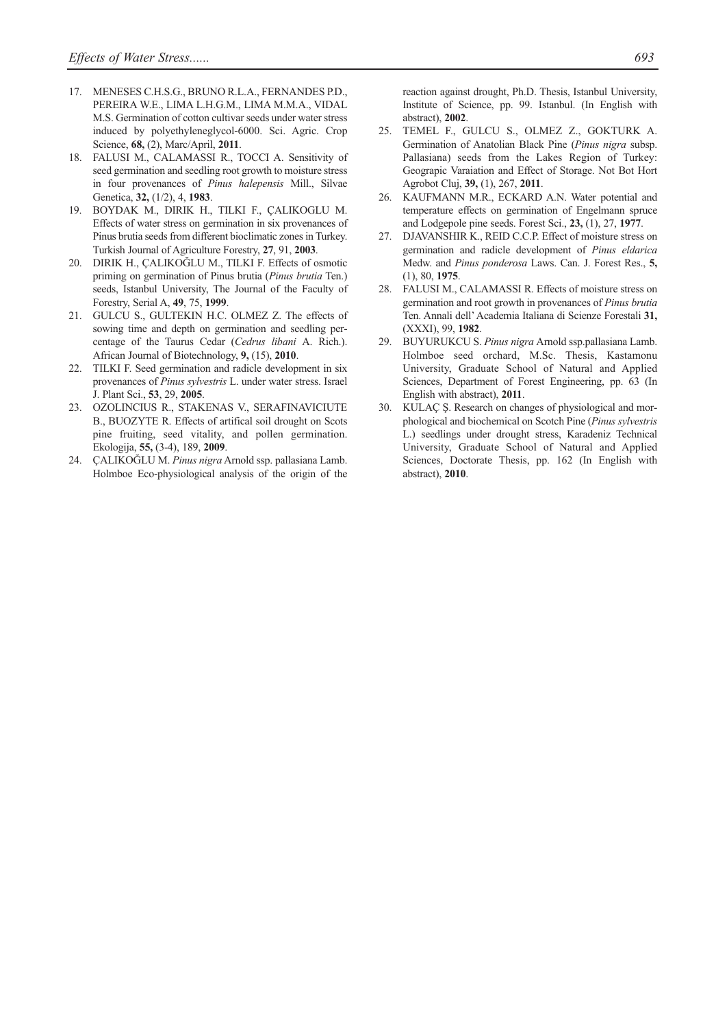17. MENESES C.H.S.G., BRUNO R.L.A., FERNANDES P.D., PEREIRA W.E., LIMA L.H.G.M., LIMA M.M.A., VIDAL M.S. Germination of cotton cultivar seeds under water stress induced by polyethyleneglycol-6000. Sci. Agric. Crop Science, **68,** (2), Marc/April, **2011**.
18. FALUSI M., CALAMASSI R., TOCCI A. Sensitivity of seed germination and seedling root growth to moisture stress in four provenances of *Pinus halepensis* Mill., Silvae Genetica, **32,** (1/2), 4, **1983**.
19. BOYDAK M., DIRIK H., TILKI F., ÇALIKOGLU M. Effects of water stress on germination in six provenances of Pinus brutia seeds from different bioclimatic zones in Turkey. Turkish Journal of Agriculture Forestry, **27**, 91, **2003**.
20. DIRIK H., ÇALIKOĞLU M., TILKI F. Effects of osmotic priming on germination of Pinus brutia (*Pinus brutia* Ten.) seeds, Istanbul University, The Journal of the Faculty of Forestry, Serial A, **49**, 75, **1999**.
21. GULCU S., GULTEKIN H.C. OLMEZ Z. The effects of sowing time and depth on germination and seedling percentage of the Taurus Cedar (*Cedrus libani* A. Rich.). African Journal of Biotechnology, **9,** (15), **2010**.
22. TILKI F. Seed germination and radicle development in six provenances of *Pinus sylvestris* L. under water stress. Israel J. Plant Sci., **53**, 29, **2005**.
23. OZOLINCIUS R., STAKENAS V., SERAFINAVICIUTE B., BUOZYTE R. Effects of artifical soil drought on Scots pine fruiting, seed vitality, and pollen germination. Ekologija, **55,** (3-4), 189, **2009**.
24. ÇALIKOĞLU M. *Pinus nigra* Arnold ssp. pallasiana Lamb. Holmboe Eco-physiological analysis of the origin of the reaction against drought, Ph.D. Thesis, Istanbul University, Institute of Science, pp. 99. Istanbul. (In English with abstract), **2002**.
25. TEMEL F., GULCU S., OLMEZ Z., GOKTURK A. Germination of Anatolian Black Pine (*Pinus nigra* subsp. Pallasiana) seeds from the Lakes Region of Turkey: Geograpic Varaiation and Effect of Storage. Not Bot Hort Agrobot Cluj, **39,** (1), 267, **2011**.
26. KAUFMANN M.R., ECKARD A.N. Water potential and temperature effects on germination of Engelmann spruce and Lodgepole pine seeds. Forest Sci., **23,** (1), 27, **1977**.
27. DJAVANSHIR K., REID C.C.P. Effect of moisture stress on germination and radicle development of *Pinus eldarica* Medw. and *Pinus ponderosa* Laws. Can. J. Forest Res., **5,** (1), 80, **1975**.
28. FALUSI M., CALAMASSI R. Effects of moisture stress on germination and root growth in provenances of *Pinus brutia* Ten. Annali dell' Academia Italiana di Scienze Forestali **31,** (XXXI), 99, **1982**.
29. BUYURUKCU S. *Pinus nigra* Arnold ssp.pallasiana Lamb. Holmboe seed orchard, M.Sc. Thesis, Kastamonu University, Graduate School of Natural and Applied Sciences, Department of Forest Engineering, pp. 63 (In English with abstract), **2011**.
30. KULAÇ Ş. Research on changes of physiological and morphological and biochemical on Scotch Pine (*Pinus sylvestris* L.) seedlings under drought stress, Karadeniz Technical University, Graduate School of Natural and Applied Sciences, Doctorate Thesis, pp. 162 (In English with abstract), **2010**.